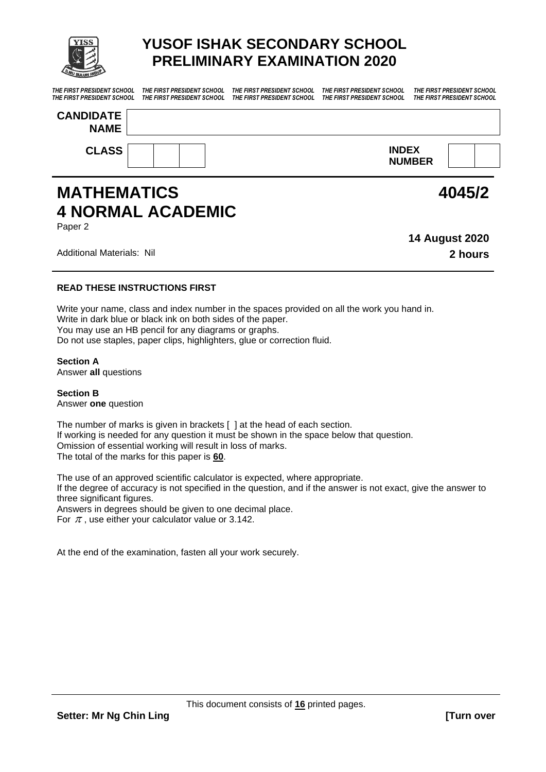# YUSOF ISHAK SECONDARY SCHOOL
## PRELIMINARY EXAMINATION 2020

*THE FIRST PRESIDENT SCHOOL THE FIRST PRESIDENT SCHOOL THE FIRST PRESIDENT SCHOOL THE FIRST PRESIDENT SCHOOL THE FIRST PRESIDENT SCHOOL*
*THE FIRST PRESIDENT SCHOOL THE FIRST PRESIDENT SCHOOL THE FIRST PRESIDENT SCHOOL THE FIRST PRESIDENT SCHOOL THE FIRST PRESIDENT SCHOOL*

**CANDIDATE NAME**

**CLASS** | | | **INDEX NUMBER** | |

# MATHEMATICS 4045/2
# 4 NORMAL ACADEMIC

Paper 2

**14 August 2020**

Additional Materials: Nil **2 hours**

---

**READ THESE INSTRUCTIONS FIRST**

Write your name, class and index number in the spaces provided on all the work you hand in.
Write in dark blue or black ink on both sides of the paper.
You may use an HB pencil for any diagrams or graphs.
Do not use staples, paper clips, highlighters, glue or correction fluid.

**Section A**
Answer **all** questions

**Section B**
Answer **one** question

The number of marks is given in brackets [ ] at the head of each section.
If working is needed for any question it must be shown in the space below that question.
Omission of essential working will result in loss of marks.
The total of the marks for this paper is **60**.

The use of an approved scientific calculator is expected, where appropriate.
If the degree of accuracy is not specified in the question, and if the answer is not exact, give the answer to three significant figures.
Answers in degrees should be given to one decimal place.
For $\pi$, use either your calculator value or 3.142.

At the end of the examination, fasten all your work securely.

This document consists of **16** printed pages.

**Setter: Mr Ng Chin Ling** **[Turn over**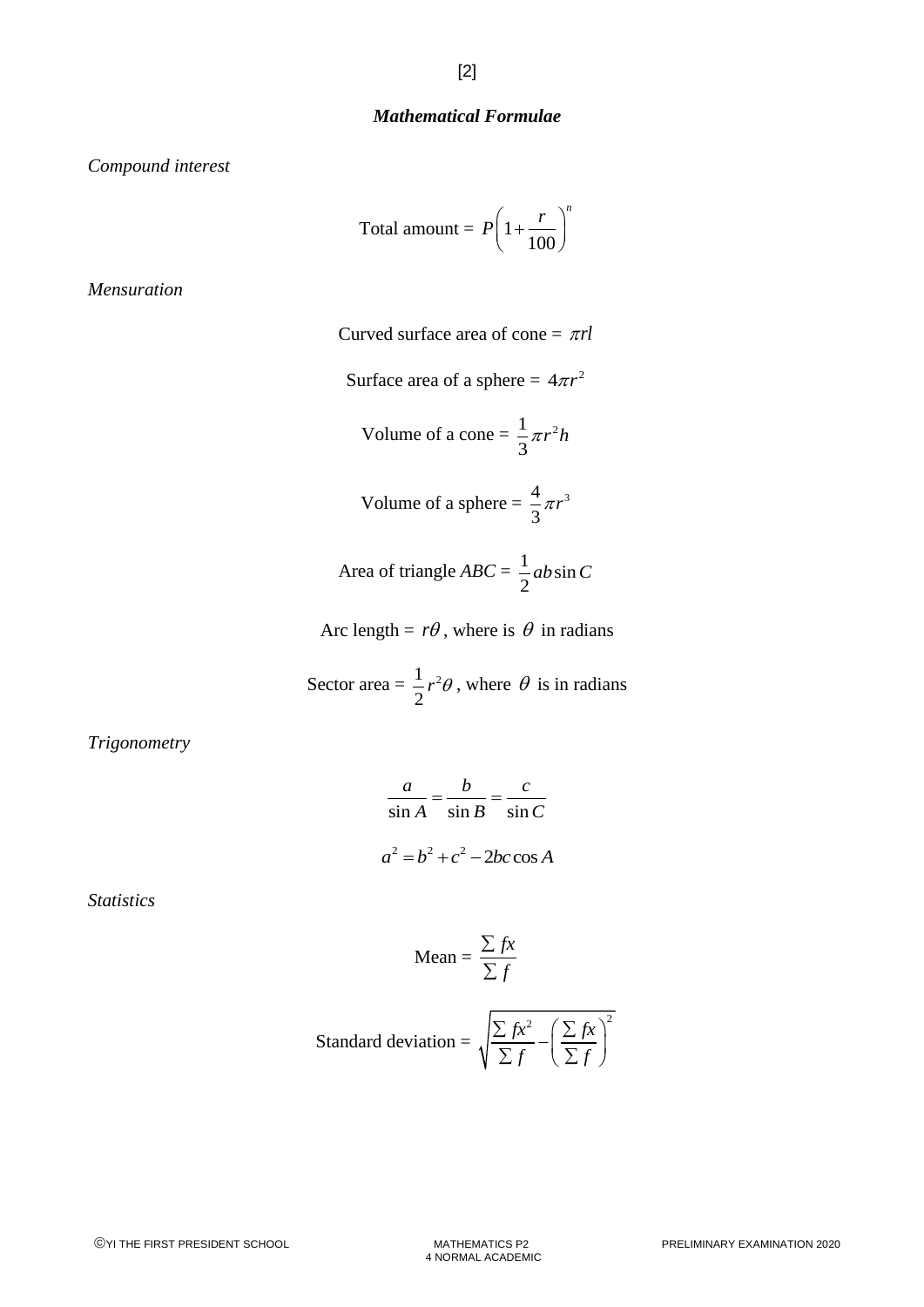## *Mathematical Formulae*

*Compound interest*

$$\text{Total amount} = P\left(1+\frac{r}{100}\right)^n$$

*Mensuration*

$$\text{Curved surface area of cone} = \pi rl$$

$$\text{Surface area of a sphere} = 4\pi r^2$$

$$\text{Volume of a cone} = \frac{1}{3}\pi r^2 h$$

$$\text{Volume of a sphere} = \frac{4}{3}\pi r^3$$

$$\text{Area of triangle } ABC = \frac{1}{2}ab\sin C$$

Arc length = $r\theta$, where is $\theta$ in radians

Sector area = $\frac{1}{2}r^2\theta$, where $\theta$ is in radians

*Trigonometry*

$$\frac{a}{\sin A} = \frac{b}{\sin B} = \frac{c}{\sin C}$$

$$a^2 = b^2 + c^2 - 2bc\cos A$$

*Statistics*

$$\text{Mean} = \frac{\sum fx}{\sum f}$$

$$\text{Standard deviation} = \sqrt{\frac{\sum fx^2}{\sum f} - \left(\frac{\sum fx}{\sum f}\right)^2}$$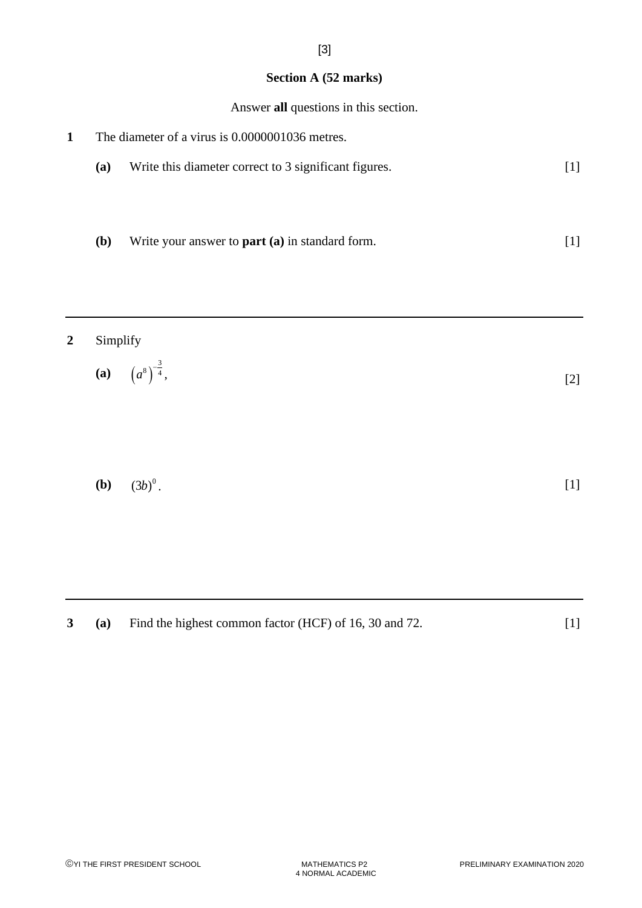## Section A (52 marks)

Answer **all** questions in this section.

**1** The diameter of a virus is 0.0000001036 metres.

**(a)** Write this diameter correct to 3 significant figures. [1]

**(b)** Write your answer to **part (a)** in standard form. [1]

---

**2** Simplify

**(a)** $\left(a^{8}\right)^{-\frac{3}{4}}$, [2]

**(b)** $(3b)^{0}$. [1]

---

**3** **(a)** Find the highest common factor (HCF) of 16, 30 and 72. [1]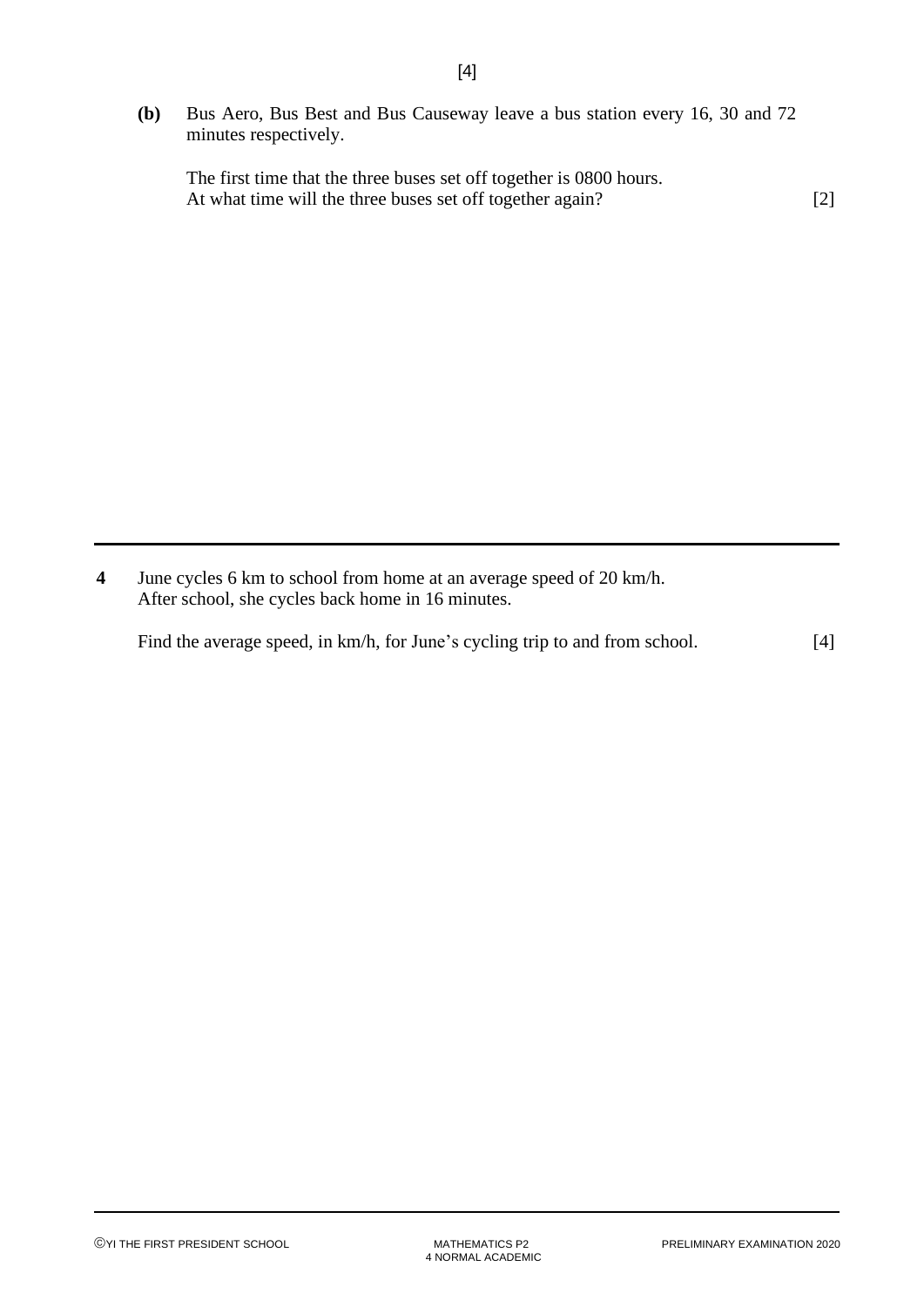[4]

**(b)** Bus Aero, Bus Best and Bus Causeway leave a bus station every 16, 30 and 72 minutes respectively.

The first time that the three buses set off together is 0800 hours.
At what time will the three buses set off together again? [2]

---

**4** June cycles 6 km to school from home at an average speed of 20 km/h.
After school, she cycles back home in 16 minutes.

Find the average speed, in km/h, for June's cycling trip to and from school. [4]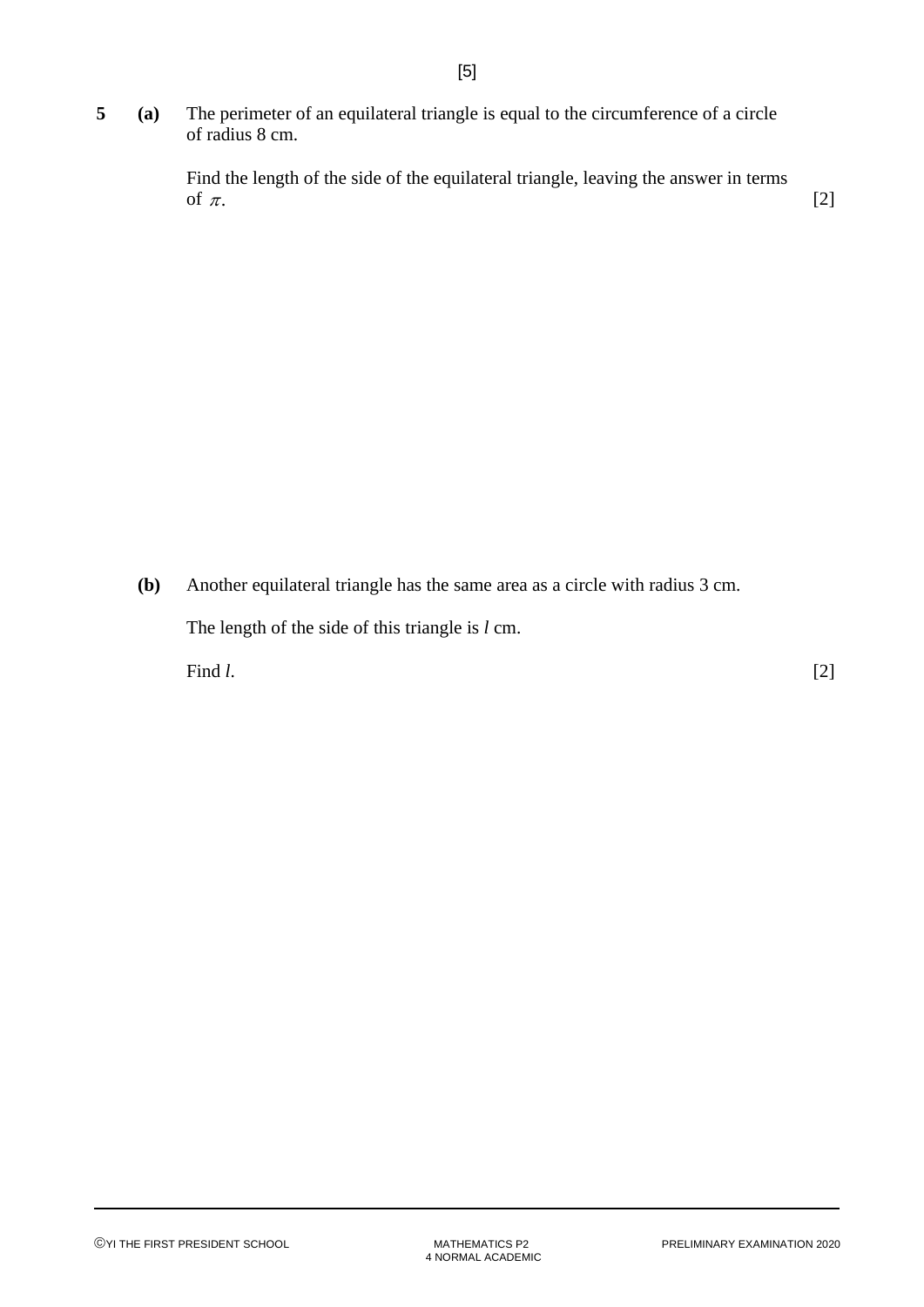**5** **(a)** The perimeter of an equilateral triangle is equal to the circumference of a circle of radius 8 cm.

Find the length of the side of the equilateral triangle, leaving the answer in terms of $\pi$. [2]

**(b)** Another equilateral triangle has the same area as a circle with radius 3 cm.

The length of the side of this triangle is $l$ cm.

Find $l$. [2]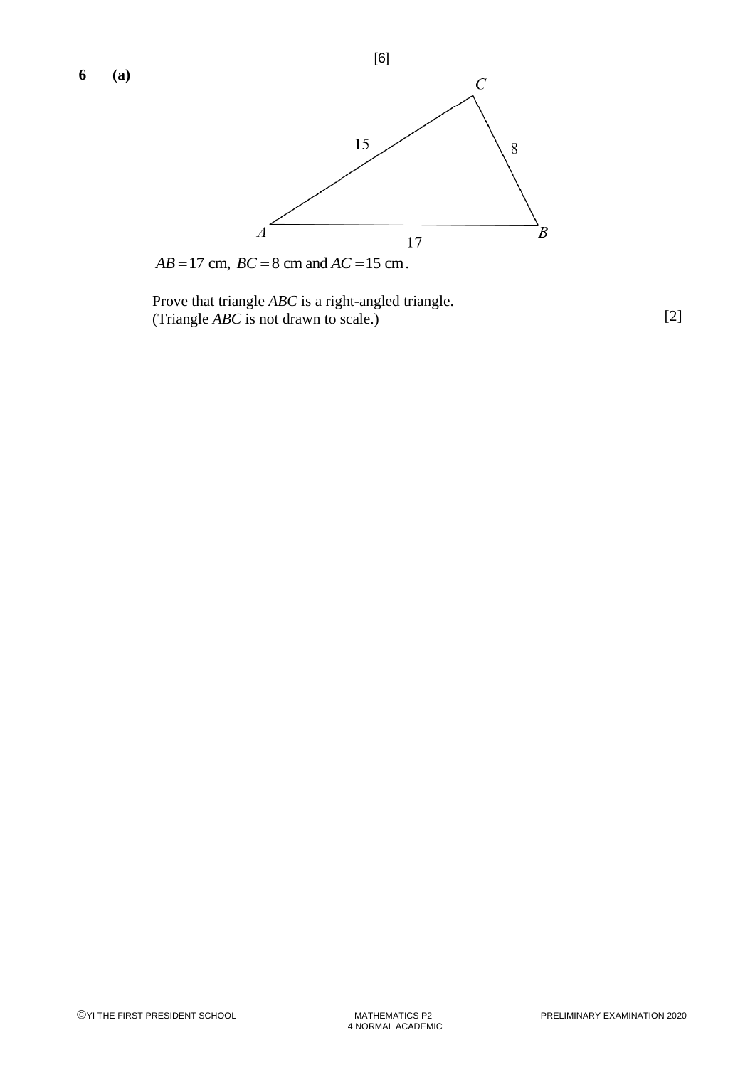[6]

**6 (a)**

$AB = 17$ cm, $BC = 8$ cm and $AC = 15$ cm.

Prove that triangle *ABC* is a right-angled triangle.
(Triangle *ABC* is not drawn to scale.) [2]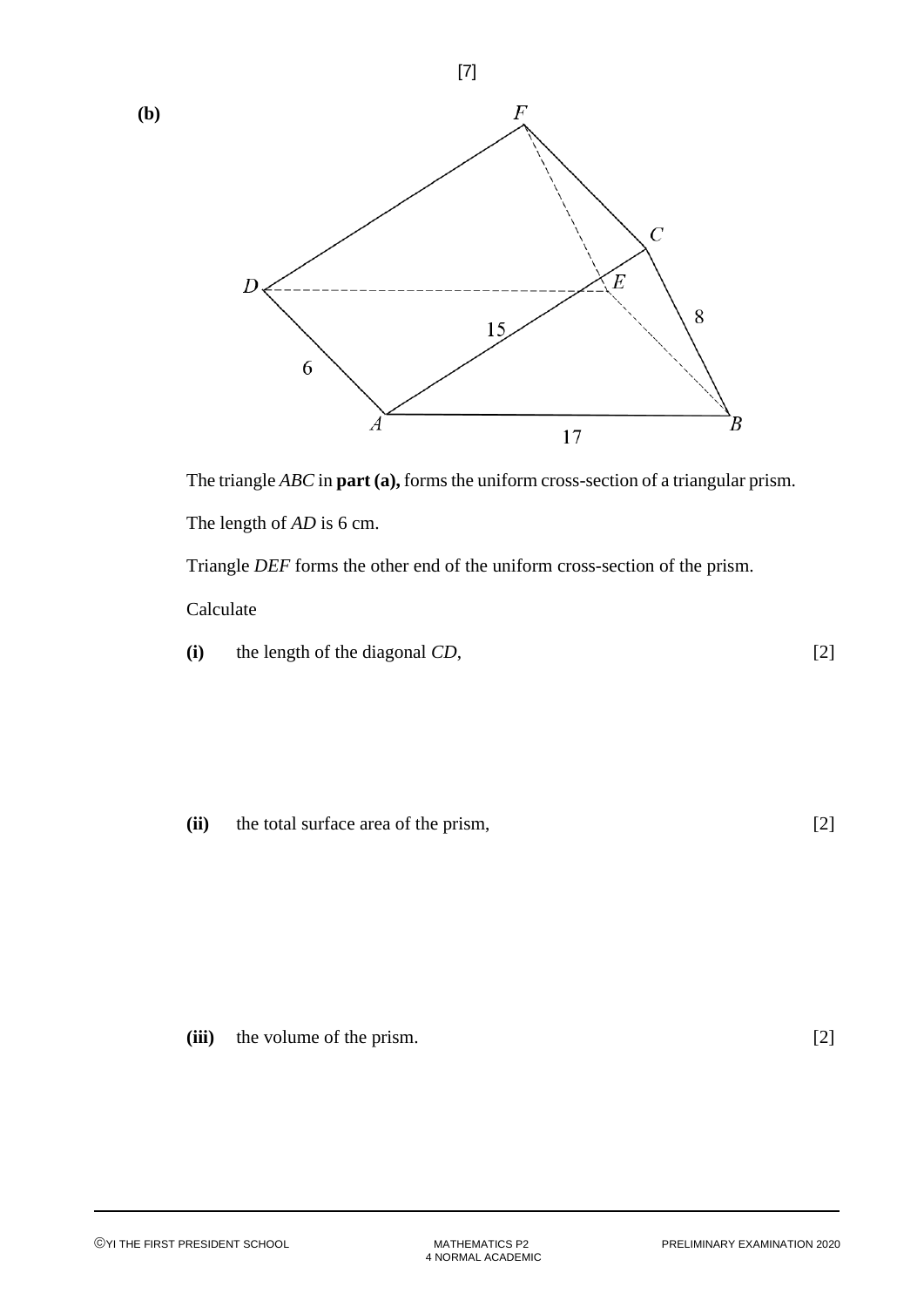[7]

**(b)**

The triangle *ABC* in **part (a),** forms the uniform cross-section of a triangular prism.

The length of *AD* is 6 cm.

Triangle *DEF* forms the other end of the uniform cross-section of the prism.

Calculate

**(i)** the length of the diagonal *CD*, [2]

**(ii)** the total surface area of the prism, [2]

**(iii)** the volume of the prism. [2]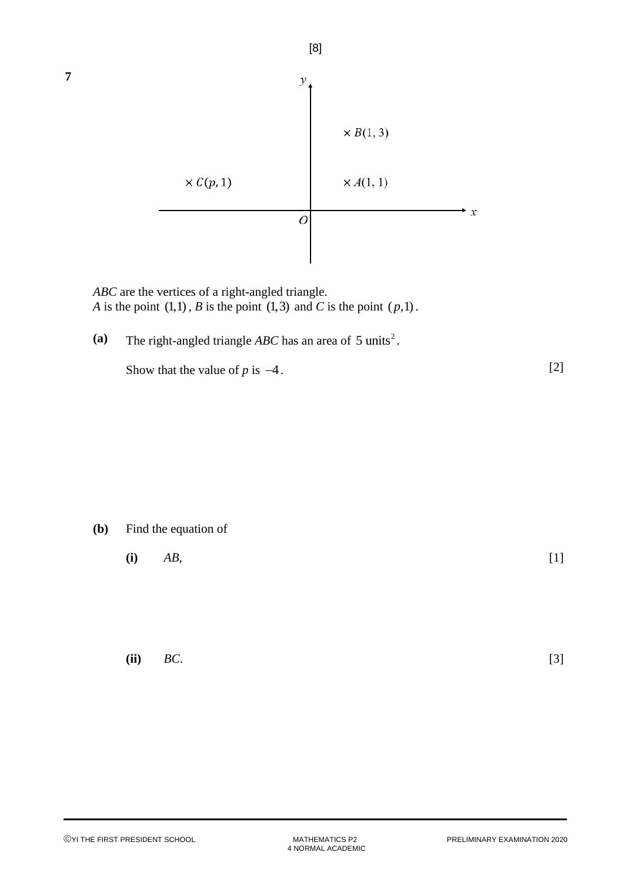[8]

**7**

ABC are the vertices of a right-angled triangle.
$A$ is the point $(1,1)$, $B$ is the point $(1,3)$ and $C$ is the point $(p,1)$.

**(a)** The right-angled triangle $ABC$ has an area of $5\text{ units}^2$.

Show that the value of $p$ is $-4$. [2]

**(b)** Find the equation of

**(i)** $AB$, [1]

**(ii)** $BC$. [3]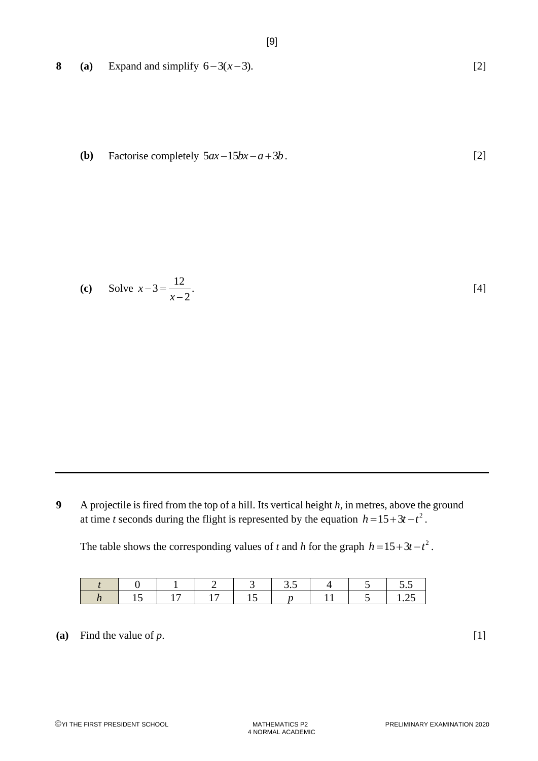**8** **(a)** Expand and simplify $6-3(x-3)$. [2]

**(b)** Factorise completely $5ax-15bx-a+3b$. [2]

**(c)** Solve $x-3=\dfrac{12}{x-2}$. [4]

---

**9** A projectile is fired from the top of a hill. Its vertical height $h$, in metres, above the ground at time $t$ seconds during the flight is represented by the equation $h=15+3t-t^2$.

The table shows the corresponding values of $t$ and $h$ for the graph $h=15+3t-t^2$.

| $t$ | 0 | 1 | 2 | 3 | 3.5 | 4 | 5 | 5.5 |
|---|---|---|---|---|---|---|---|---|
| $h$ | 15 | 17 | 17 | 15 | $p$ | 11 | 5 | 1.25 |

**(a)** Find the value of $p$. [1]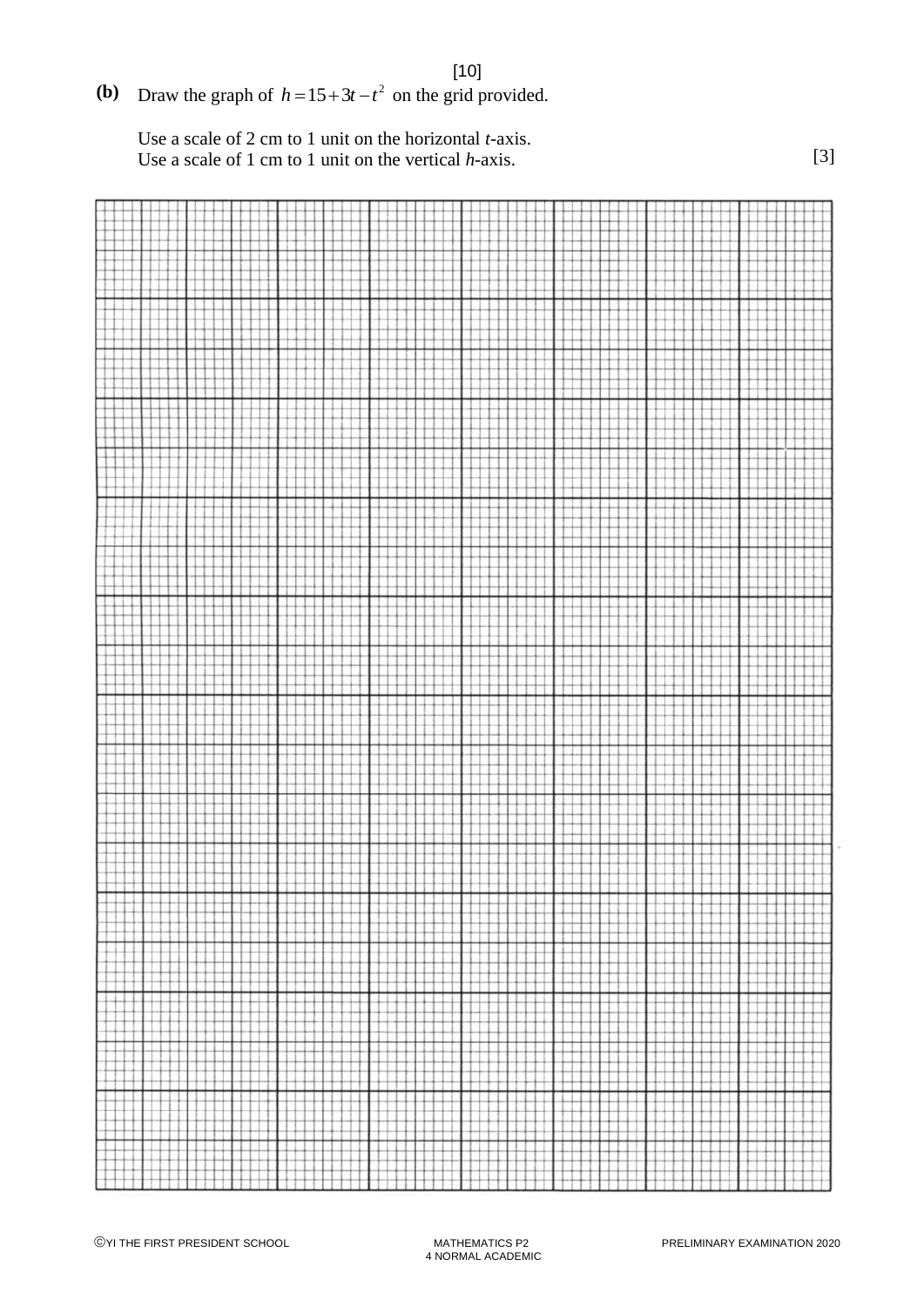**(b)** Draw the graph of $h = 15 + 3t - t^2$ on the grid provided.

Use a scale of 2 cm to 1 unit on the horizontal $t$-axis.
Use a scale of 1 cm to 1 unit on the vertical $h$-axis. [3]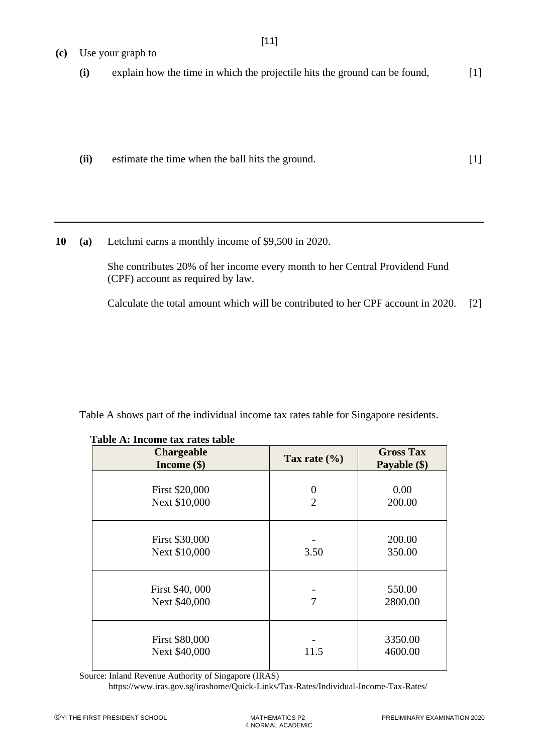**(c)** Use your graph to

**(i)** explain how the time in which the projectile hits the ground can be found, [1]

**(ii)** estimate the time when the ball hits the ground. [1]

---

**10** **(a)** Letchmi earns a monthly income of $9,500 in 2020.

She contributes 20% of her income every month to her Central Providend Fund (CPF) account as required by law.

Calculate the total amount which will be contributed to her CPF account in 2020. [2]

Table A shows part of the individual income tax rates table for Singapore residents.

**Table A: Income tax rates table**

| Chargeable Income ($) | Tax rate (%) | Gross Tax Payable ($) |
|---|---|---|
| First $20,000<br>Next $10,000 | 0<br>2 | 0.00<br>200.00 |
| First $30,000<br>Next $10,000 | -<br>3.50 | 200.00<br>350.00 |
| First $40, 000<br>Next $40,000 | -<br>7 | 550.00<br>2800.00 |
| First $80,000<br>Next $40,000 | -<br>11.5 | 3350.00<br>4600.00 |

Source: Inland Revenue Authority of Singapore (IRAS)
https://www.iras.gov.sg/irashome/Quick-Links/Tax-Rates/Individual-Income-Tax-Rates/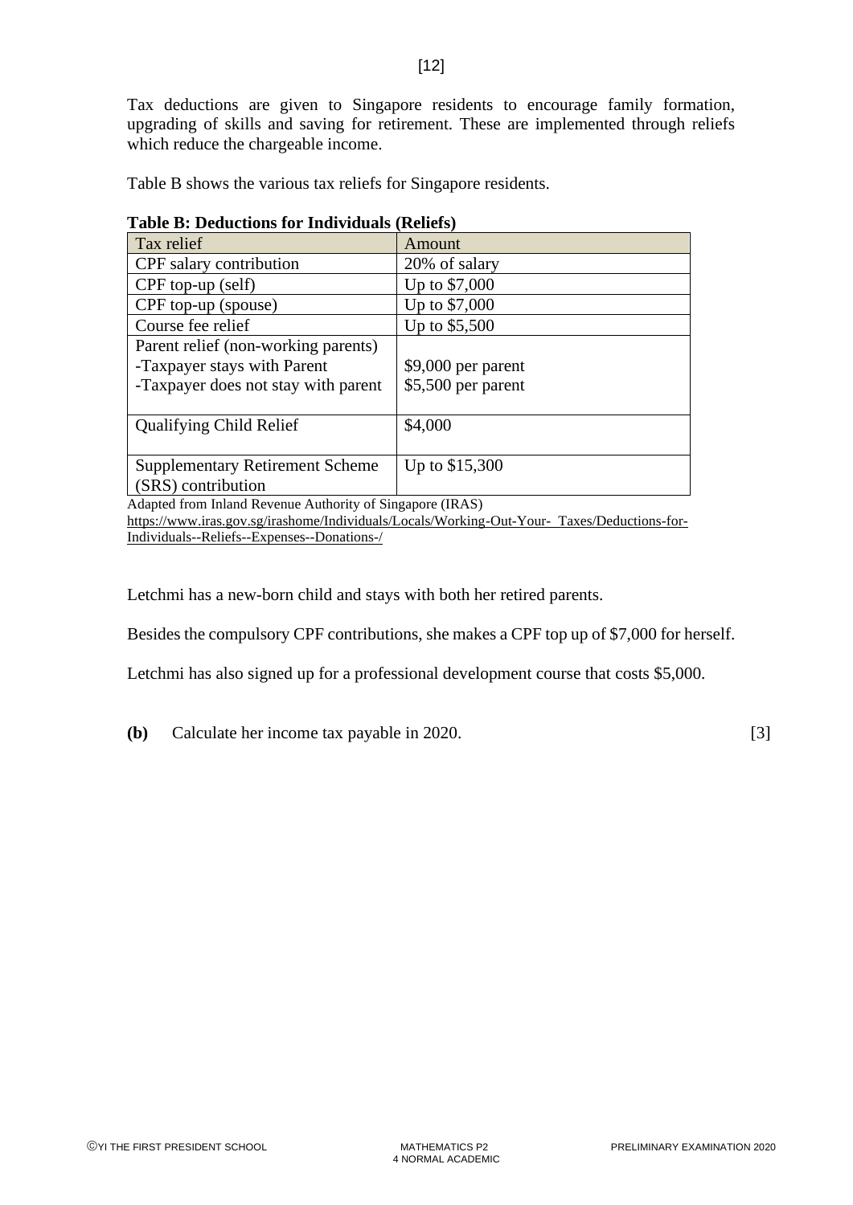Tax deductions are given to Singapore residents to encourage family formation, upgrading of skills and saving for retirement. These are implemented through reliefs which reduce the chargeable income.

Table B shows the various tax reliefs for Singapore residents.

**Table B: Deductions for Individuals (Reliefs)**

| Tax relief | Amount |
|---|---|
| CPF salary contribution | 20% of salary |
| CPF top-up (self) | Up to $7,000 |
| CPF top-up (spouse) | Up to $7,000 |
| Course fee relief | Up to $5,500 |
| Parent relief (non-working parents)<br>-Taxpayer stays with Parent<br>-Taxpayer does not stay with parent | <br>$9,000 per parent<br>$5,500 per parent |
| Qualifying Child Relief | $4,000 |
| Supplementary Retirement Scheme (SRS) contribution | Up to $15,300 |

Adapted from Inland Revenue Authority of Singapore (IRAS)
https://www.iras.gov.sg/irashome/Individuals/Locals/Working-Out-Your-  Taxes/Deductions-for-Individuals--Reliefs--Expenses--Donations-/

Letchmi has a new-born child and stays with both her retired parents.

Besides the compulsory CPF contributions, she makes a CPF top up of $7,000 for herself.

Letchmi has also signed up for a professional development course that costs $5,000.

**(b)** Calculate her income tax payable in 2020. [3]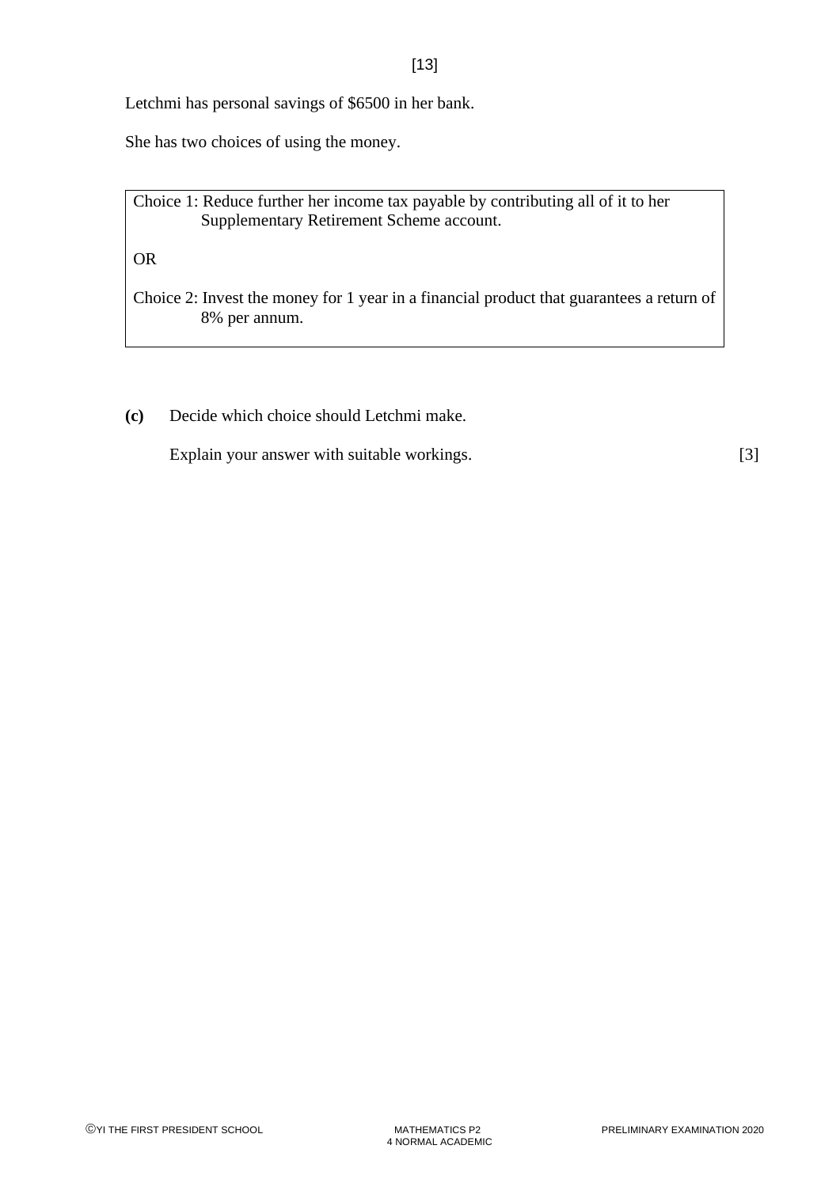Letchmi has personal savings of $6500 in her bank.

She has two choices of using the money.

> Choice 1: Reduce further her income tax payable by contributing all of it to her Supplementary Retirement Scheme account.
>
> OR
>
> Choice 2: Invest the money for 1 year in a financial product that guarantees a return of 8% per annum.

**(c)** Decide which choice should Letchmi make.

Explain your answer with suitable workings. [3]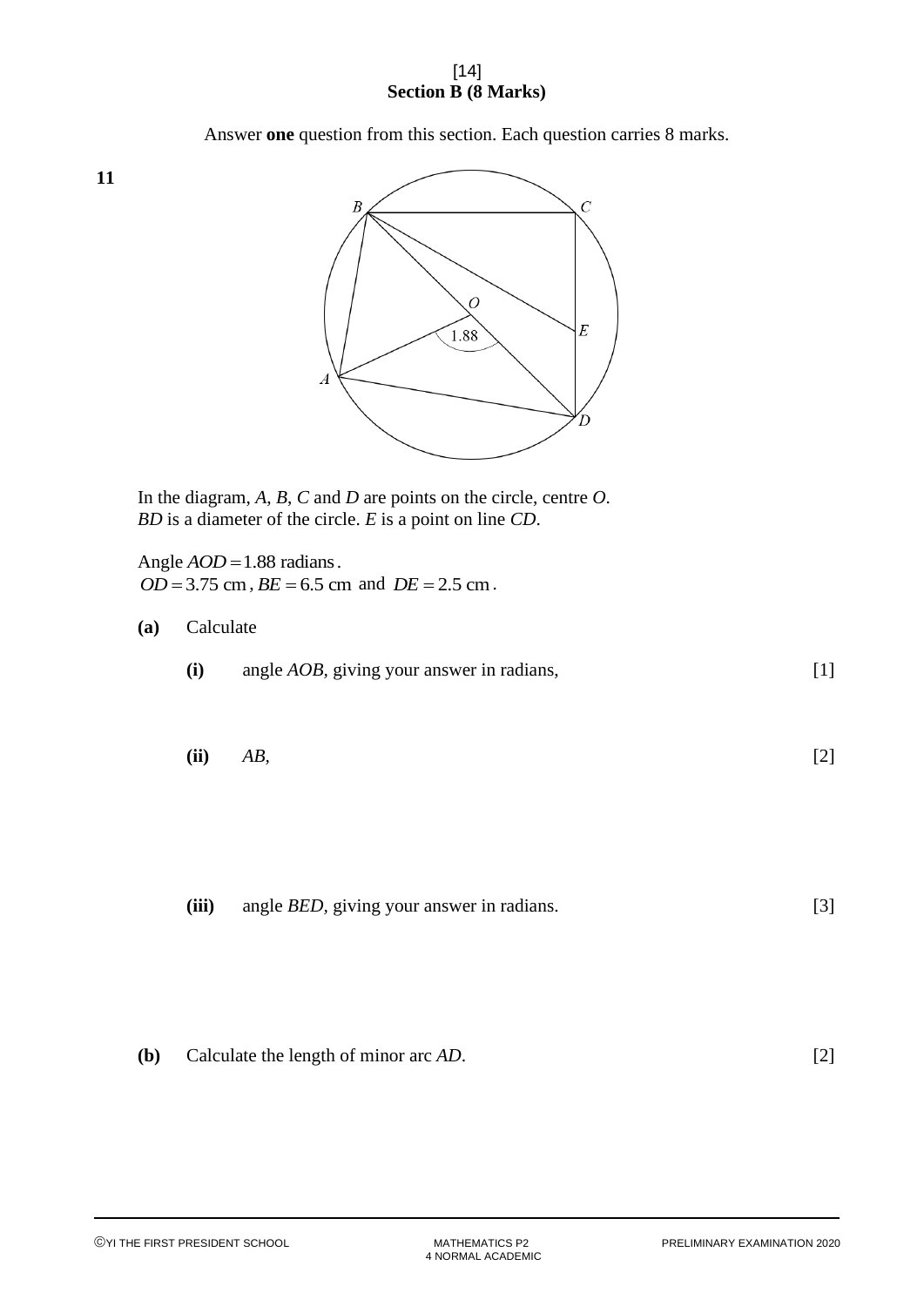## Section B (8 Marks)

Answer **one** question from this section. Each question carries 8 marks.

**11**

In the diagram, $A$, $B$, $C$ and $D$ are points on the circle, centre $O$.
$BD$ is a diameter of the circle. $E$ is a point on line $CD$.

Angle $AOD = 1.88$ radians.
$OD = 3.75$ cm, $BE = 6.5$ cm and $DE = 2.5$ cm.

**(a)** Calculate

**(i)** angle $AOB$, giving your answer in radians, [1]

**(ii)** $AB$, [2]

**(iii)** angle $BED$, giving your answer in radians. [3]

**(b)** Calculate the length of minor arc $AD$. [2]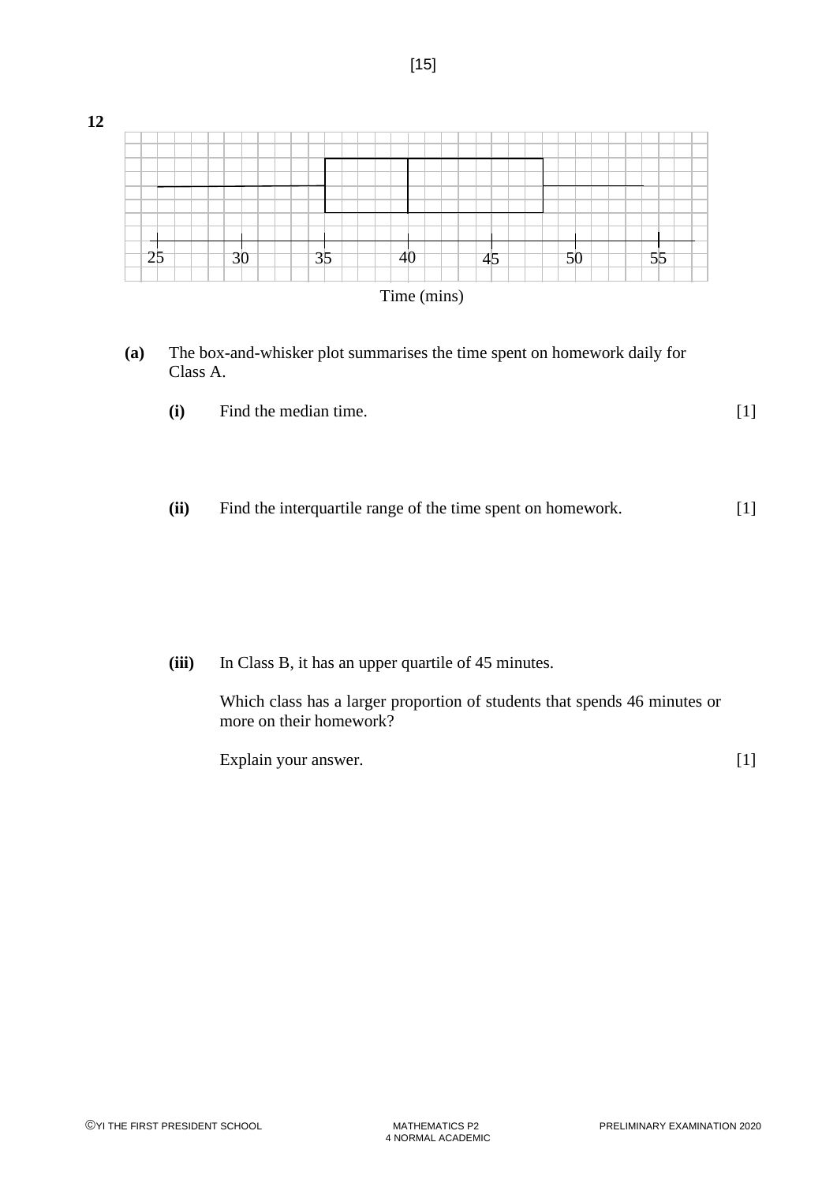**12**

Time (mins)

**(a)** The box-and-whisker plot summarises the time spent on homework daily for Class A.

**(i)** Find the median time. [1]

**(ii)** Find the interquartile range of the time spent on homework. [1]

**(iii)** In Class B, it has an upper quartile of 45 minutes.

Which class has a larger proportion of students that spends 46 minutes or more on their homework?

Explain your answer. [1]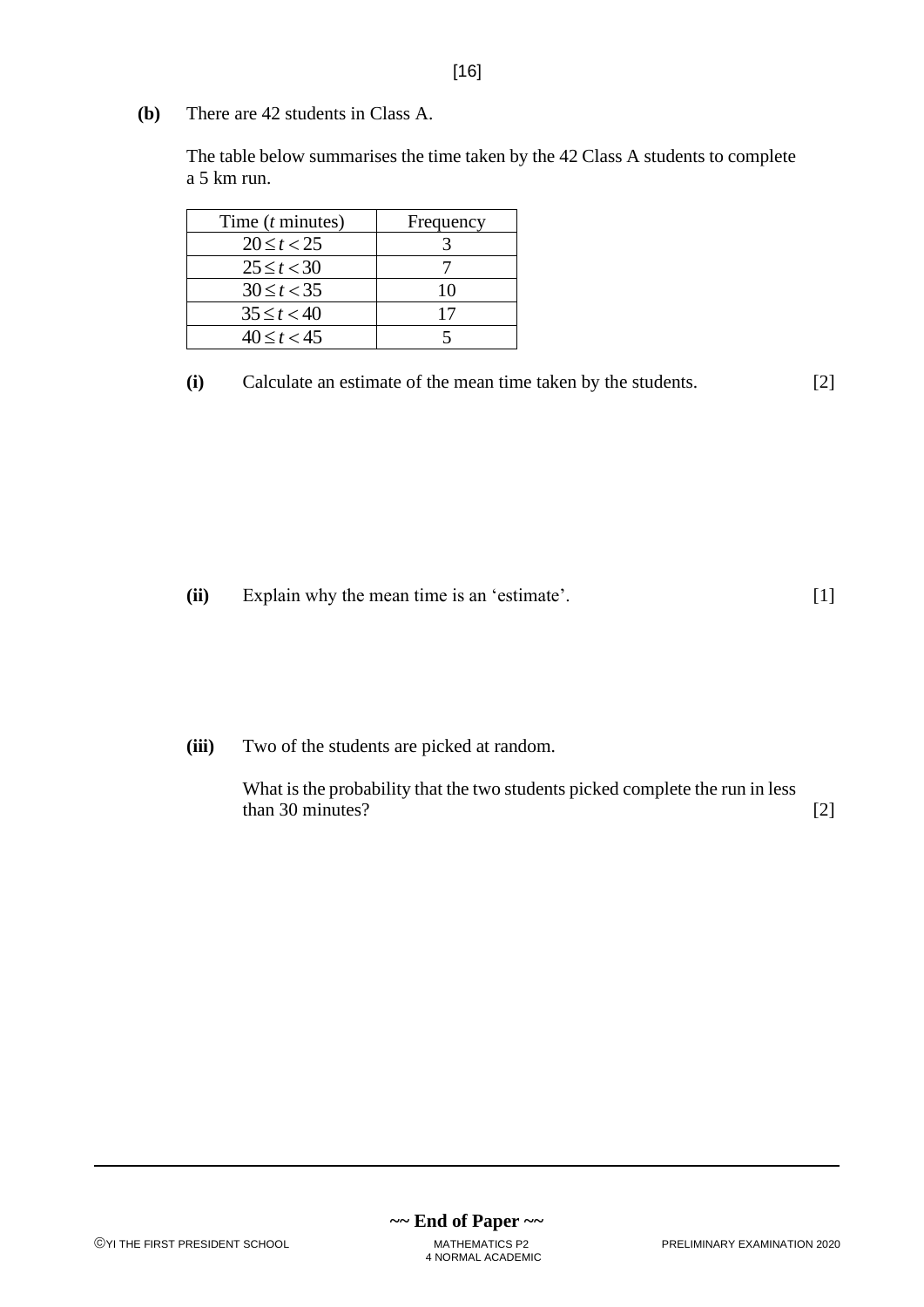**(b)** There are 42 students in Class A.

The table below summarises the time taken by the 42 Class A students to complete a 5 km run.

| Time ($t$ minutes) | Frequency |
| --- | --- |
| $20 \le t < 25$ | 3 |
| $25 \le t < 30$ | 7 |
| $30 \le t < 35$ | 10 |
| $35 \le t < 40$ | 17 |
| $40 \le t < 45$ | 5 |

**(i)** Calculate an estimate of the mean time taken by the students. [2]

**(ii)** Explain why the mean time is an 'estimate'. [1]

**(iii)** Two of the students are picked at random.

What is the probability that the two students picked complete the run in less than 30 minutes? [2]

**~~ End of Paper ~~**